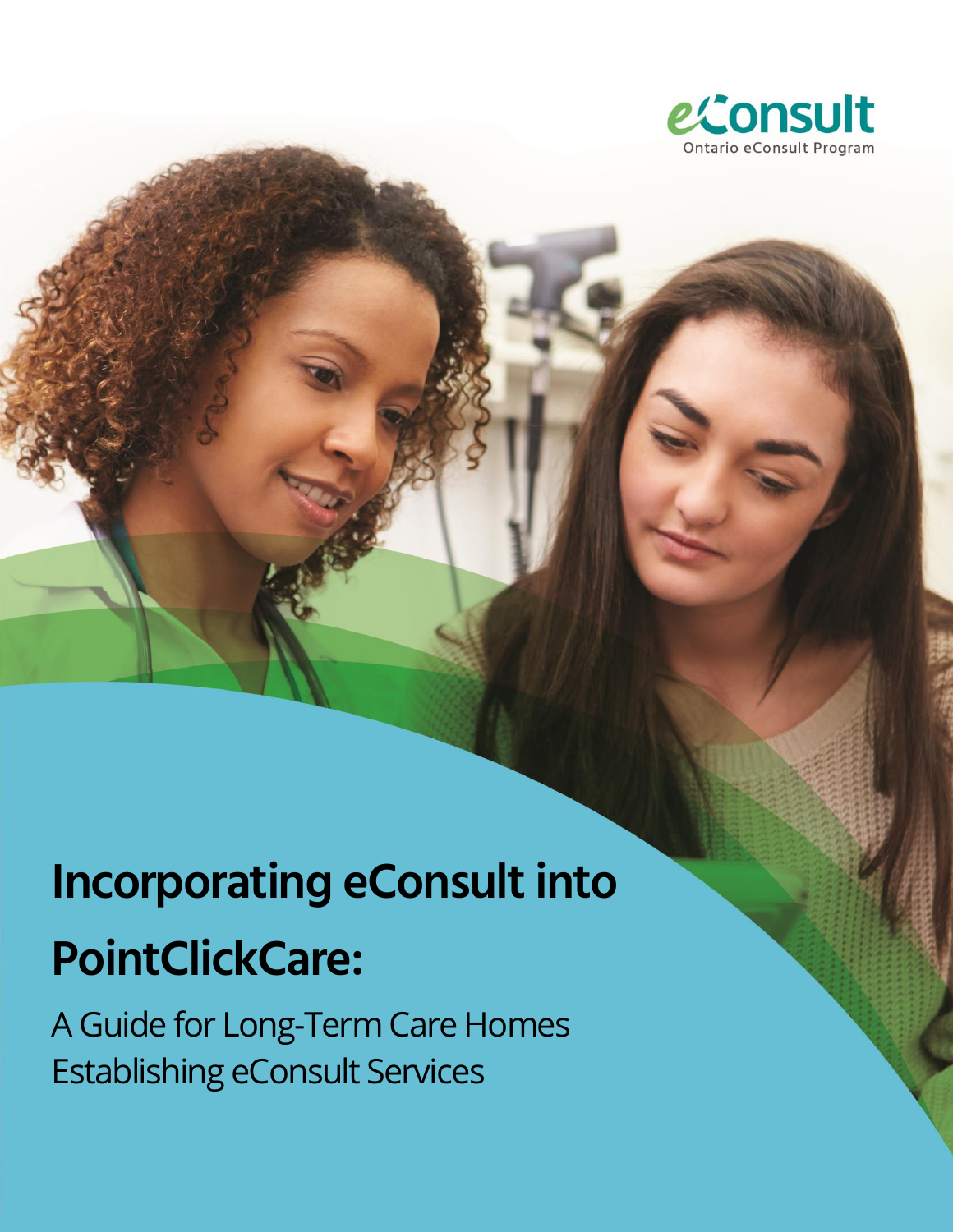eConsult
Ontario eConsult Program

# Incorporating eConsult into PointClickCare:

A Guide for Long-Term Care Homes Establishing eConsult Services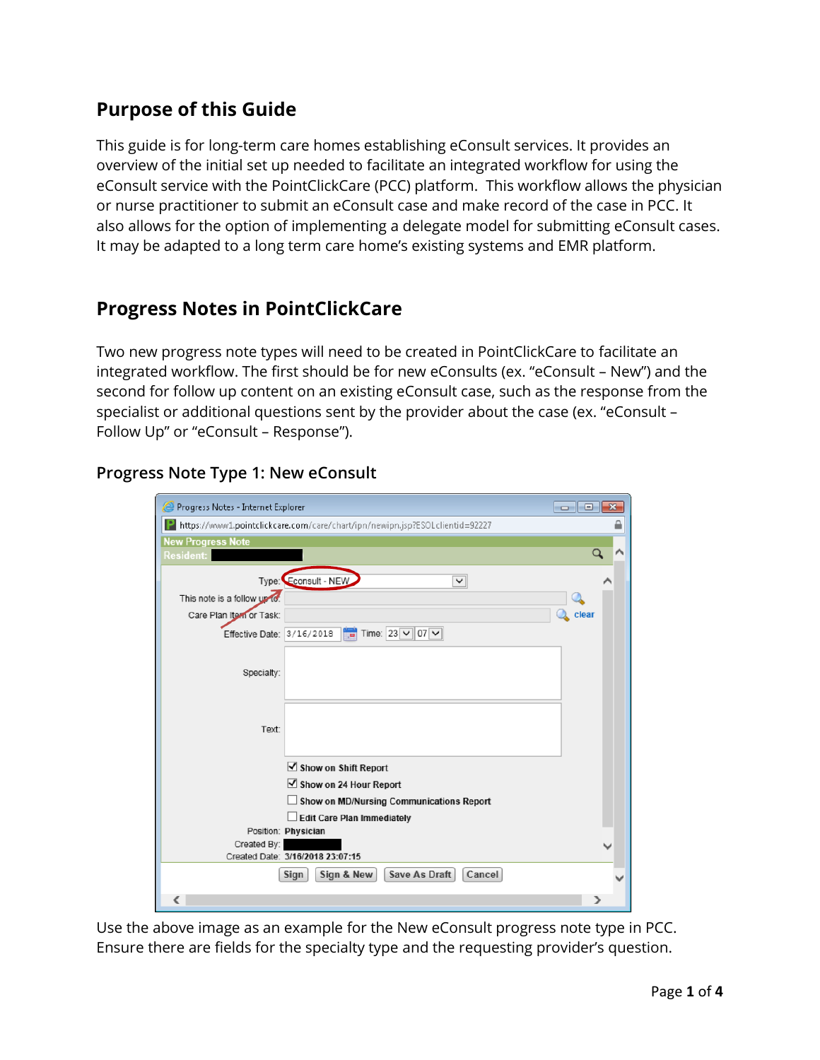## Purpose of this Guide

This guide is for long-term care homes establishing eConsult services. It provides an overview of the initial set up needed to facilitate an integrated workflow for using the eConsult service with the PointClickCare (PCC) platform. This workflow allows the physician or nurse practitioner to submit an eConsult case and make record of the case in PCC. It also allows for the option of implementing a delegate model for submitting eConsult cases. It may be adapted to a long term care home's existing systems and EMR platform.

## Progress Notes in PointClickCare

Two new progress note types will need to be created in PointClickCare to facilitate an integrated workflow. The first should be for new eConsults (ex. "eConsult – New") and the second for follow up content on an existing eConsult case, such as the response from the specialist or additional questions sent by the provider about the case (ex. "eConsult – Follow Up" or "eConsult – Response").

### Progress Note Type 1: New eConsult

Use the above image as an example for the New eConsult progress note type in PCC. Ensure there are fields for the specialty type and the requesting provider's question.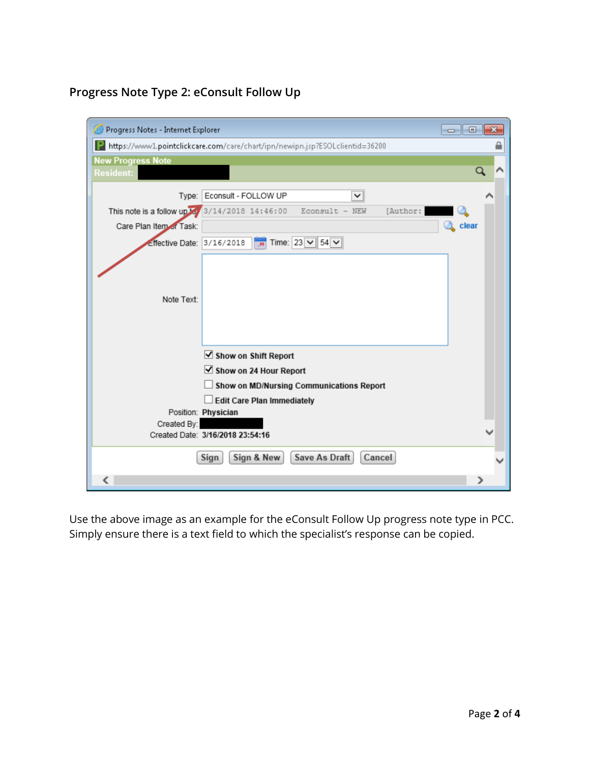## Progress Note Type 2: eConsult Follow Up

Use the above image as an example for the eConsult Follow Up progress note type in PCC. Simply ensure there is a text field to which the specialist's response can be copied.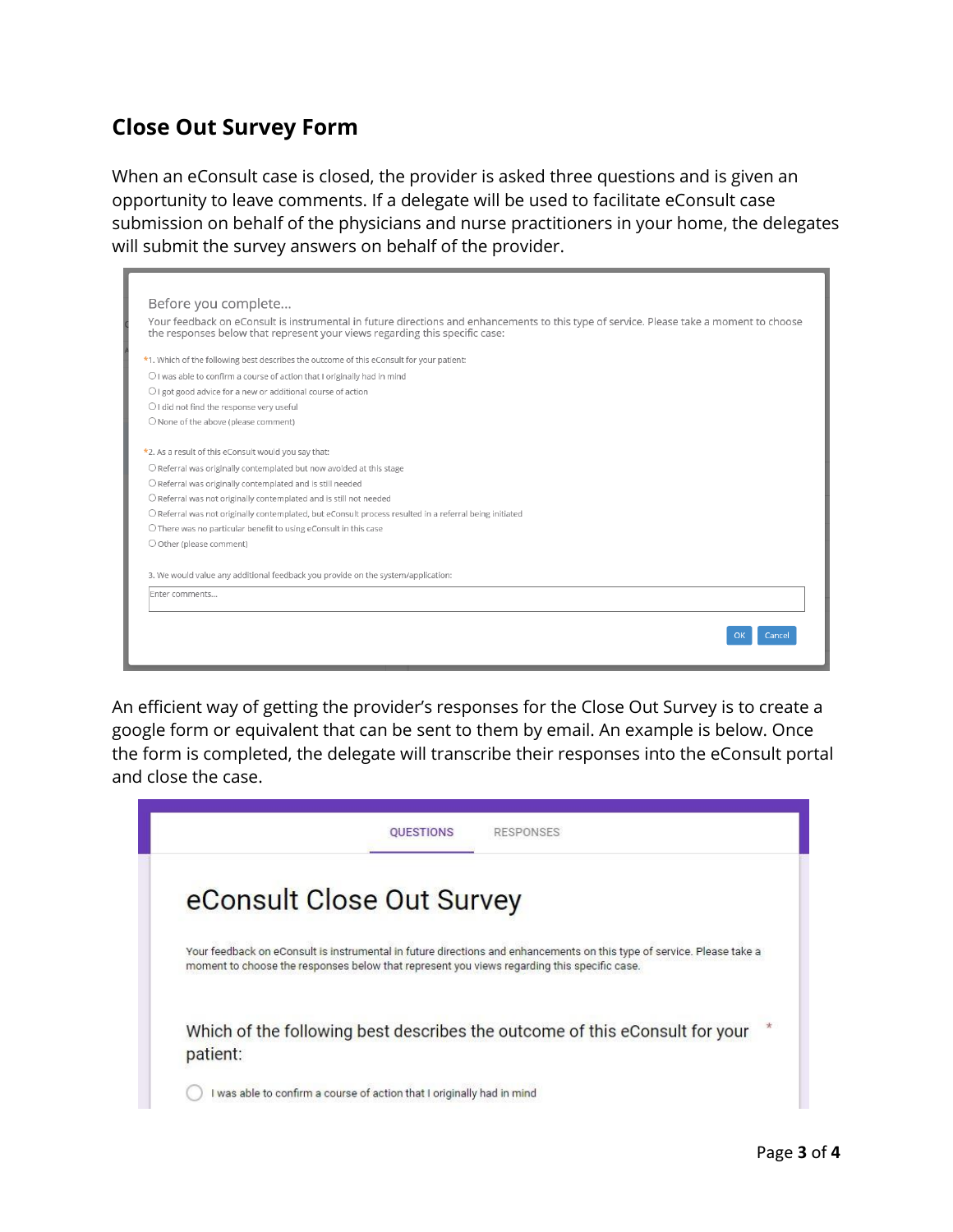## Close Out Survey Form

When an eConsult case is closed, the provider is asked three questions and is given an opportunity to leave comments. If a delegate will be used to facilitate eConsult case submission on behalf of the physicians and nurse practitioners in your home, the delegates will submit the survey answers on behalf of the provider.

Before you complete...

Your feedback on eConsult is instrumental in future directions and enhancements to this type of service. Please take a moment to choose the responses below that represent your views regarding this specific case:

*1. Which of the following best describes the outcome of this eConsult for your patient:

- I was able to confirm a course of action that I originally had in mind
- I got good advice for a new or additional course of action
- I did not find the response very useful
- None of the above (please comment)

*2. As a result of this eConsult would you say that:

- Referral was originally contemplated but now avoided at this stage
- Referral was originally contemplated and is still needed
- Referral was not originally contemplated and is still not needed
- Referral was not originally contemplated, but eConsult process resulted in a referral being initiated
- There was no particular benefit to using eConsult in this case
- Other (please comment)

3. We would value any additional feedback you provide on the system/application:

Enter comments...

OK Cancel

An efficient way of getting the provider's responses for the Close Out Survey is to create a google form or equivalent that can be sent to them by email. An example is below. Once the form is completed, the delegate will transcribe their responses into the eConsult portal and close the case.

QUESTIONS RESPONSES

# eConsult Close Out Survey

Your feedback on eConsult is instrumental in future directions and enhancements on this type of service. Please take a moment to choose the responses below that represent you views regarding this specific case.

Which of the following best describes the outcome of this eConsult for your patient: *

- I was able to confirm a course of action that I originally had in mind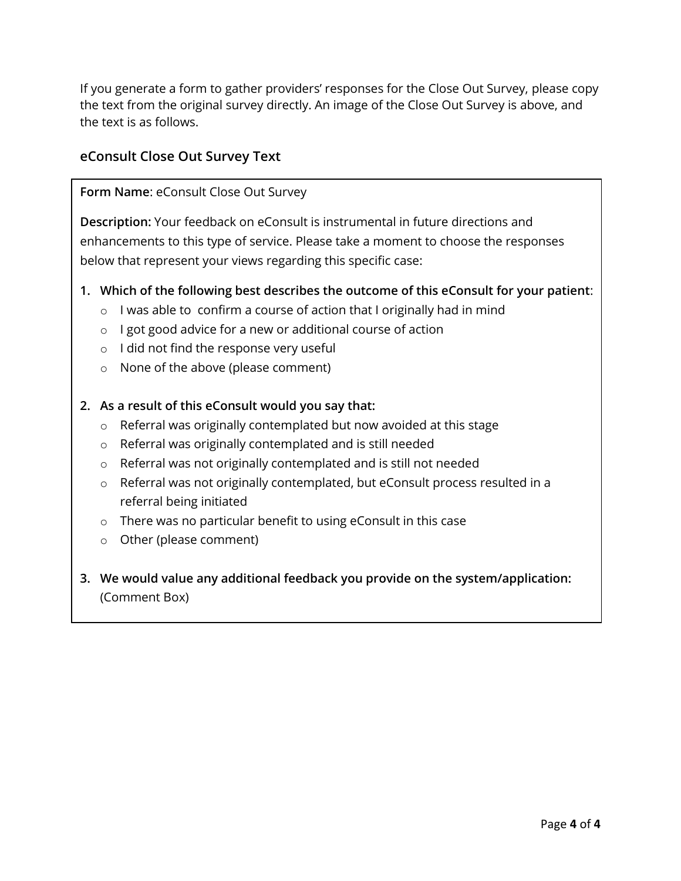If you generate a form to gather providers' responses for the Close Out Survey, please copy the text from the original survey directly. An image of the Close Out Survey is above, and the text is as follows.

### eConsult Close Out Survey Text

**Form Name**: eConsult Close Out Survey

**Description:** Your feedback on eConsult is instrumental in future directions and enhancements to this type of service. Please take a moment to choose the responses below that represent your views regarding this specific case:

1. **Which of the following best describes the outcome of this eConsult for your patient**:
   - I was able to confirm a course of action that I originally had in mind
   - I got good advice for a new or additional course of action
   - I did not find the response very useful
   - None of the above (please comment)

2. **As a result of this eConsult would you say that:**
   - Referral was originally contemplated but now avoided at this stage
   - Referral was originally contemplated and is still needed
   - Referral was not originally contemplated and is still not needed
   - Referral was not originally contemplated, but eConsult process resulted in a referral being initiated
   - There was no particular benefit to using eConsult in this case
   - Other (please comment)

3. **We would value any additional feedback you provide on the system/application:** (Comment Box)